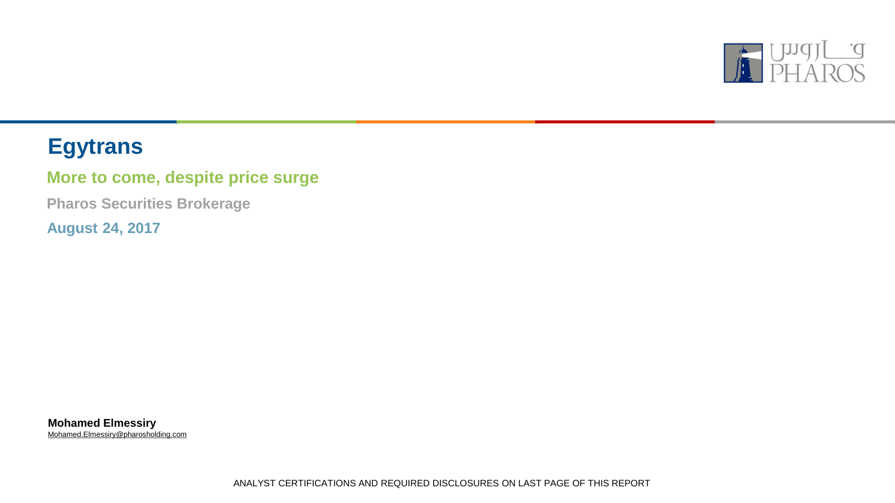# Egytrans

## More to come, despite price surge

**Pharos Securities Brokerage**

**August 24, 2017**

**Mohamed Elmessiry**
Mohamed.Elmessiry@pharosholding.com

ANALYST CERTIFICATIONS AND REQUIRED DISCLOSURES ON LAST PAGE OF THIS REPORT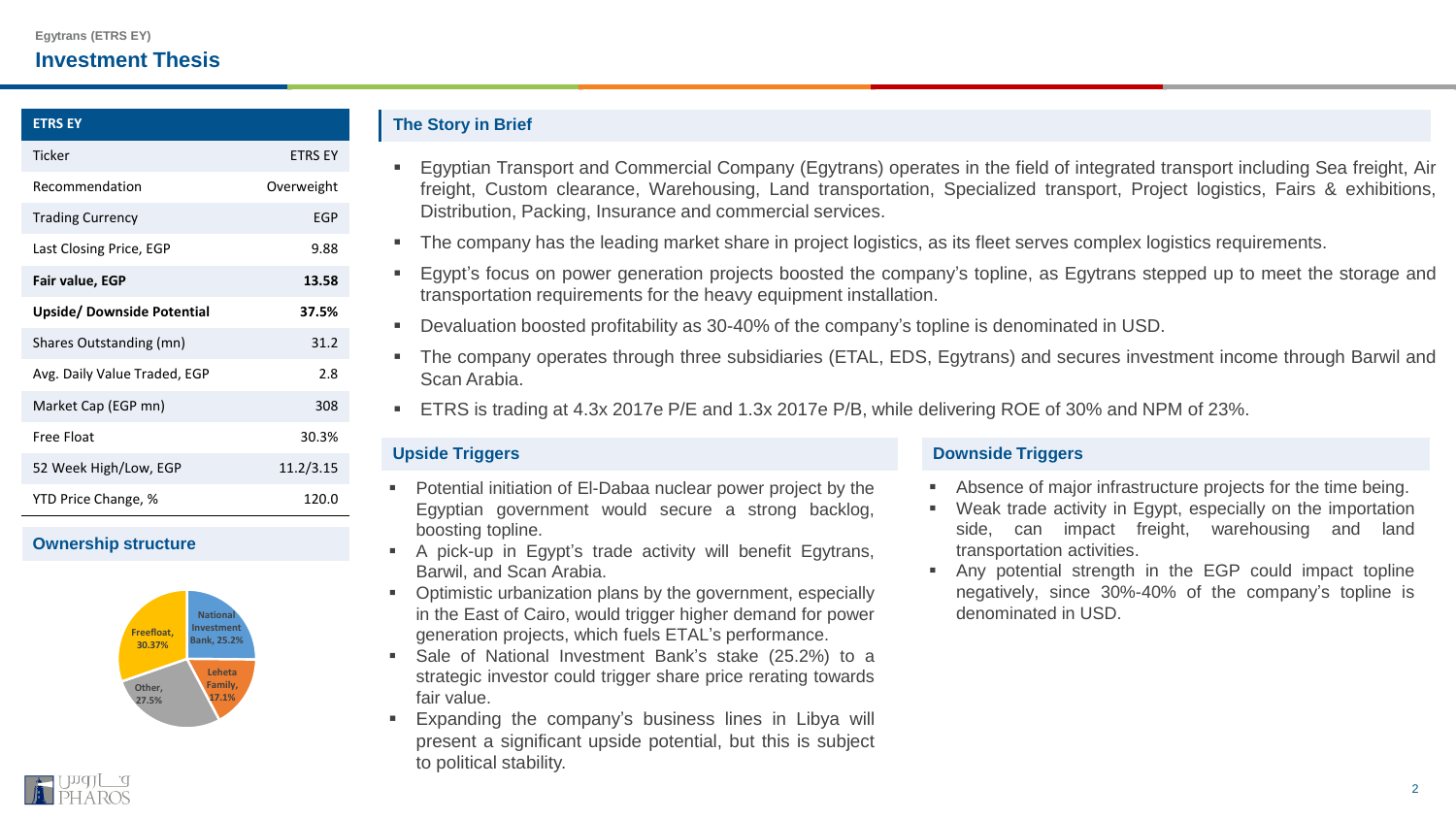Egytrans (ETRS EY)

# Investment Thesis

| ETRS EY | |
|---|---|
| Ticker | ETRS EY |
| Recommendation | Overweight |
| Trading Currency | EGP |
| Last Closing Price, EGP | 9.88 |
| **Fair value, EGP** | **13.58** |
| **Upside/ Downside Potential** | **37.5%** |
| Shares Outstanding (mn) | 31.2 |
| Avg. Daily Value Traded, EGP | 2.8 |
| Market Cap (EGP mn) | 308 |
| Free Float | 30.3% |
| 52 Week High/Low, EGP | 11.2/3.15 |
| YTD Price Change, % | 120.0 |

## Ownership structure

- National Investment Bank, 25.2%
- Leheta Family, 17.1%
- Other, 27.5%
- Freefloat, 30.37%

## The Story in Brief

- Egyptian Transport and Commercial Company (Egytrans) operates in the field of integrated transport including Sea freight, Air freight, Custom clearance, Warehousing, Land transportation, Specialized transport, Project logistics, Fairs & exhibitions, Distribution, Packing, Insurance and commercial services.
- The company has the leading market share in project logistics, as its fleet serves complex logistics requirements.
- Egypt's focus on power generation projects boosted the company's topline, as Egytrans stepped up to meet the storage and transportation requirements for the heavy equipment installation.
- Devaluation boosted profitability as 30-40% of the company's topline is denominated in USD.
- The company operates through three subsidiaries (ETAL, EDS, Egytrans) and secures investment income through Barwil and Scan Arabia.
- ETRS is trading at 4.3x 2017e P/E and 1.3x 2017e P/B, while delivering ROE of 30% and NPM of 23%.

## Upside Triggers

- Potential initiation of El-Dabaa nuclear power project by the Egyptian government would secure a strong backlog, boosting topline.
- A pick-up in Egypt's trade activity will benefit Egytrans, Barwil, and Scan Arabia.
- Optimistic urbanization plans by the government, especially in the East of Cairo, would trigger higher demand for power generation projects, which fuels ETAL's performance.
- Sale of National Investment Bank's stake (25.2%) to a strategic investor could trigger share price rerating towards fair value.
- Expanding the company's business lines in Libya will present a significant upside potential, but this is subject to political stability.

## Downside Triggers

- Absence of major infrastructure projects for the time being.
- Weak trade activity in Egypt, especially on the importation side, can impact freight, warehousing and land transportation activities.
- Any potential strength in the EGP could impact topline negatively, since 30%-40% of the company's topline is denominated in USD.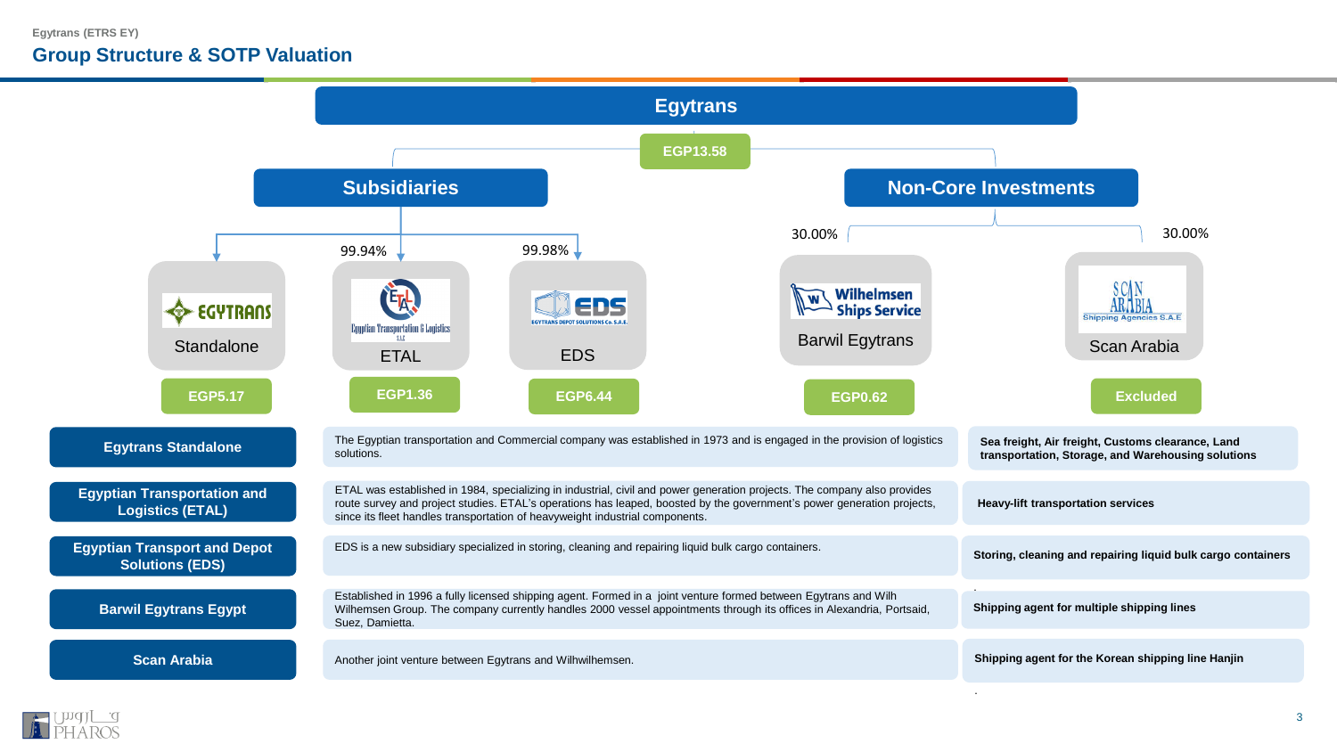## Group Structure & SOTP Valuation

**Egytrans** — EGP13.58

**Subsidiaries**

- Standalone — EGP5.17
- ETAL (99.94%) — EGP1.36
- EDS (99.98%) — EGP6.44

**Non-Core Investments**

- Barwil Egytrans (30.00%) — EGP0.62
- Scan Arabia (30.00%) — Excluded

| Company | Description | Services |
| --- | --- | --- |
| Egytrans Standalone | The Egyptian transportation and Commercial company was established in 1973 and is engaged in the provision of logistics solutions. | Sea freight, Air freight, Customs clearance, Land transportation, Storage, and Warehousing solutions |
| Egyptian Transportation and Logistics (ETAL) | ETAL was established in 1984, specializing in industrial, civil and power generation projects. The company also provides route survey and project studies. ETAL's operations has leaped, boosted by the government's power generation projects, since its fleet handles transportation of heavyweight industrial components. | Heavy-lift transportation services |
| Egyptian Transport and Depot Solutions (EDS) | EDS is a new subsidiary specialized in storing, cleaning and repairing liquid bulk cargo containers. | Storing, cleaning and repairing liquid bulk cargo containers |
| Barwil Egytrans Egypt | Established in 1996 a fully licensed shipping agent. Formed in a joint venture formed between Egytrans and Wilh Wilhemsen Group. The company currently handles 2000 vessel appointments through its offices in Alexandria, Portsaid, Suez, Damietta. | Shipping agent for multiple shipping lines |
| Scan Arabia | Another joint venture between Egytrans and Wilhwilhemsen. | Shipping agent for the Korean shipping line Hanjin |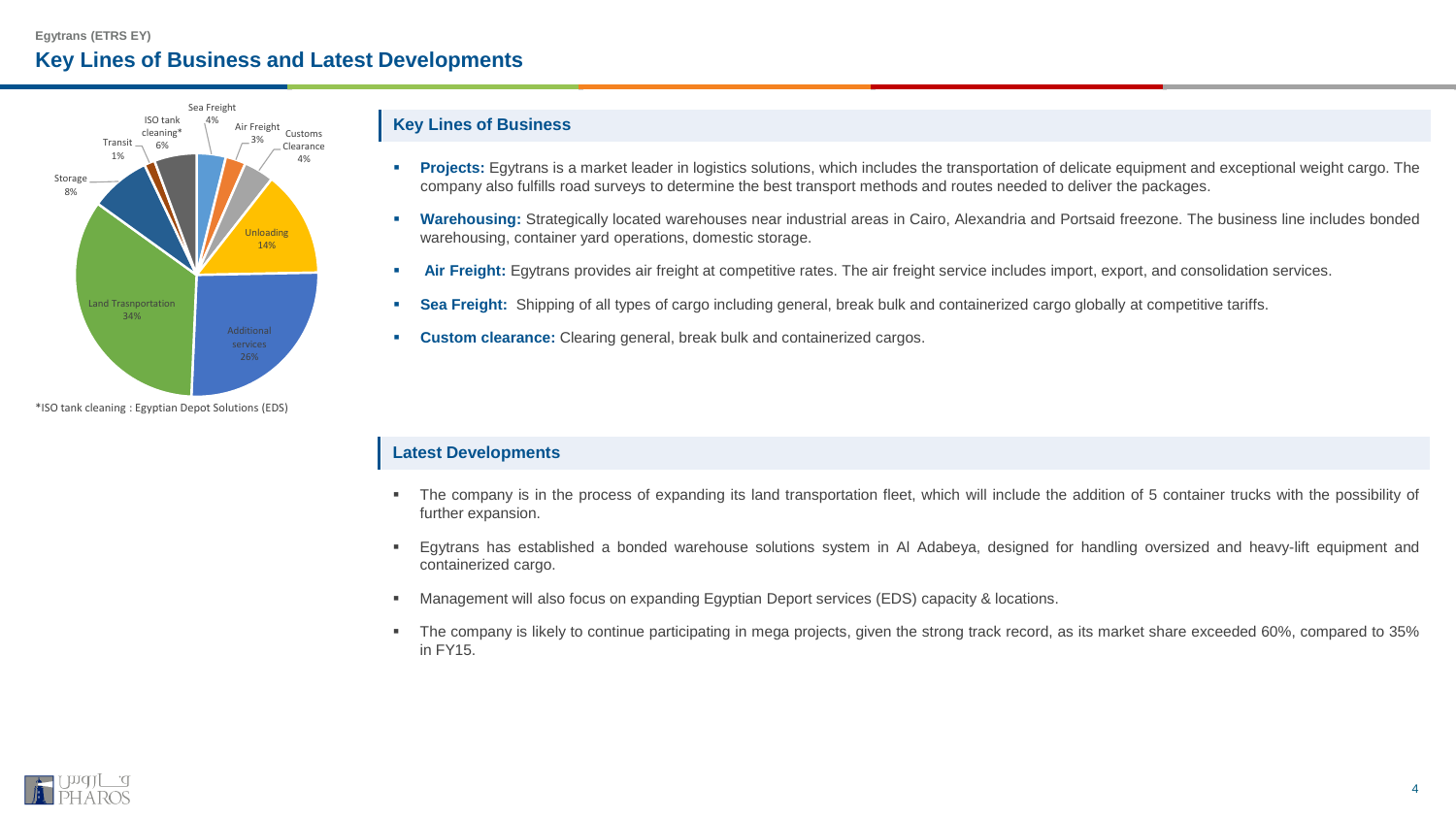Egytrans (ETRS EY)

# Key Lines of Business and Latest Developments

Sea Freight 4%
ISO tank cleaning* 6%
Transit 1%
Storage 8%
Land Trasnportation 34%
Additional services 26%
Unloading 14%
Customs Clearance 4%
Air Freight 3%

*ISO tank cleaning : Egyptian Depot Solutions (EDS)

## Key Lines of Business

- **Projects:** Egytrans is a market leader in logistics solutions, which includes the transportation of delicate equipment and exceptional weight cargo. The company also fulfills road surveys to determine the best transport methods and routes needed to deliver the packages.
- **Warehousing:** Strategically located warehouses near industrial areas in Cairo, Alexandria and Portsaid freezone. The business line includes bonded warehousing, container yard operations, domestic storage.
- **Air Freight:** Egytrans provides air freight at competitive rates. The air freight service includes import, export, and consolidation services.
- **Sea Freight:** Shipping of all types of cargo including general, break bulk and containerized cargo globally at competitive tariffs.
- **Custom clearance:** Clearing general, break bulk and containerized cargos.

## Latest Developments

- The company is in the process of expanding its land transportation fleet, which will include the addition of 5 container trucks with the possibility of further expansion.
- Egytrans has established a bonded warehouse solutions system in Al Adabeya, designed for handling oversized and heavy-lift equipment and containerized cargo.
- Management will also focus on expanding Egyptian Deport services (EDS) capacity & locations.
- The company is likely to continue participating in mega projects, given the strong track record, as its market share exceeded 60%, compared to 35% in FY15.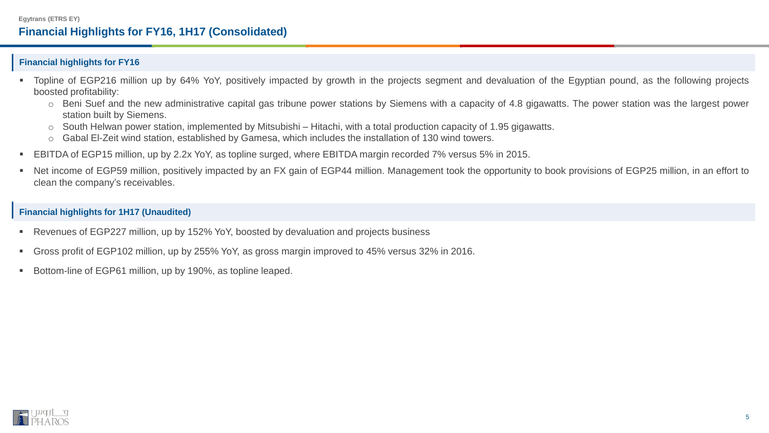Egytrans (ETRS EY)

# Financial Highlights for FY16, 1H17 (Consolidated)

## Financial highlights for FY16

- Topline of EGP216 million up by 64% YoY, positively impacted by growth in the projects segment and devaluation of the Egyptian pound, as the following projects boosted profitability:
  - Beni Suef and the new administrative capital gas tribune power stations by Siemens with a capacity of 4.8 gigawatts. The power station was the largest power station built by Siemens.
  - South Helwan power station, implemented by Mitsubishi – Hitachi, with a total production capacity of 1.95 gigawatts.
  - Gabal El-Zeit wind station, established by Gamesa, which includes the installation of 130 wind towers.
- EBITDA of EGP15 million, up by 2.2x YoY, as topline surged, where EBITDA margin recorded 7% versus 5% in 2015.
- Net income of EGP59 million, positively impacted by an FX gain of EGP44 million. Management took the opportunity to book provisions of EGP25 million, in an effort to clean the company's receivables.

## Financial highlights for 1H17 (Unaudited)

- Revenues of EGP227 million, up by 152% YoY, boosted by devaluation and projects business
- Gross profit of EGP102 million, up by 255% YoY, as gross margin improved to 45% versus 32% in 2016.
- Bottom-line of EGP61 million, up by 190%, as topline leaped.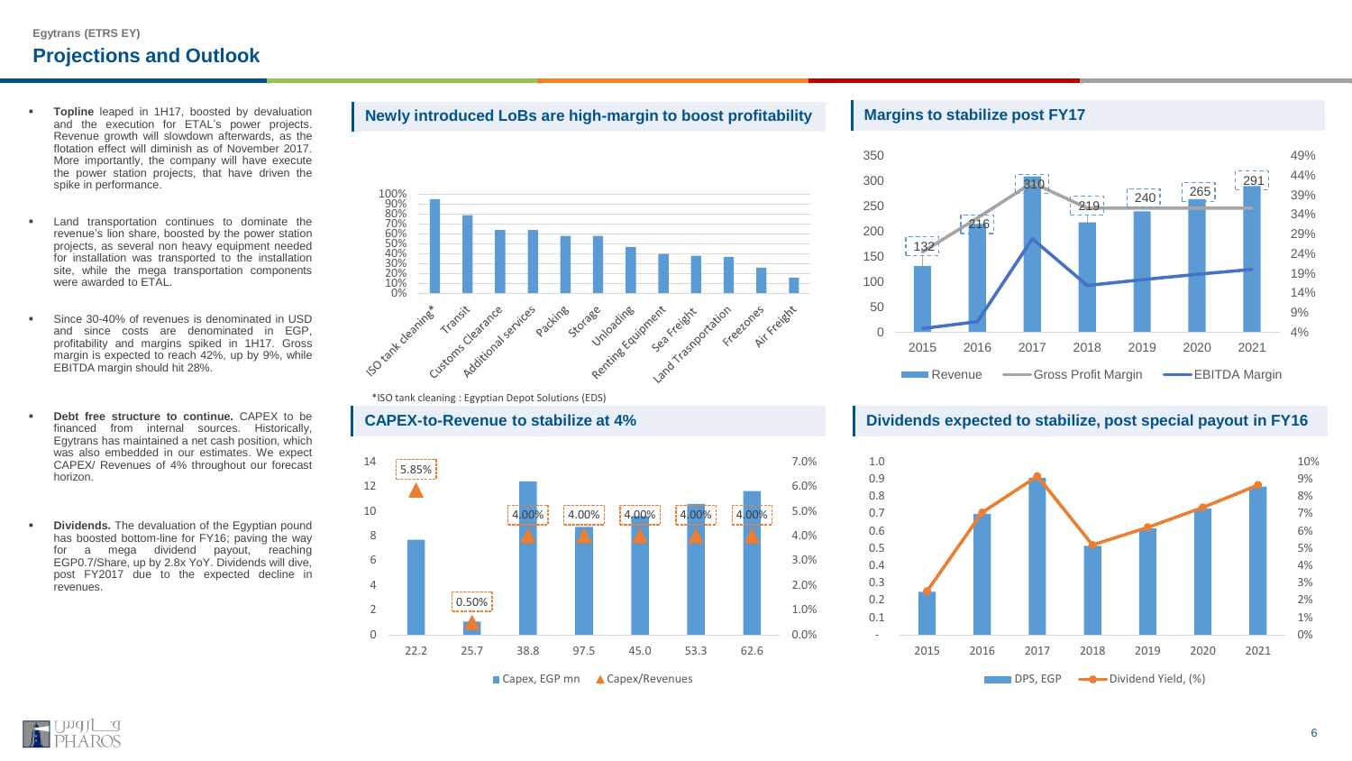Egytrans (ETRS EY)

## Projections and Outlook

- **Topline** leaped in 1H17, boosted by devaluation and the execution for ETAL's power projects. Revenue growth will slowdown afterwards, as the flotation effect will diminish as of November 2017. More importantly, the company will have execute the power station projects, that have driven the spike in performance.
- Land transportation continues to dominate the revenue's lion share, boosted by the power station projects, as several non heavy equipment needed for installation was transported to the installation site, while the mega transportation components were awarded to ETAL.
- Since 30-40% of revenues is denominated in USD and since costs are denominated in EGP, profitability and margins spiked in 1H17. Gross margin is expected to reach 42%, up by 9%, while EBITDA margin should hit 28%.
- **Debt free structure to continue.** CAPEX to be financed from internal sources. Historically, Egytrans has maintained a net cash position, which was also embedded in our estimates. We expect CAPEX/ Revenues of 4% throughout our forecast horizon.
- **Dividends.** The devaluation of the Egyptian pound has boosted bottom-line for FY16; paving the way for a mega dividend payout, reaching EGP0.7/Share, up by 2.8x YoY. Dividends will dive, post FY2017 due to the expected decline in revenues.

### Newly introduced LoBs are high-margin to boost profitability

Categories: ISO tank cleaning*, Transit, Customs Clearance, Additional services, Packing, Storage, Unloading, Renting Equipment, Sea Freight, Land Trasnportation, Freezones, Air Freight

*ISO tank cleaning : Egyptian Depot Solutions (EDS)

### Margins to stabilize post FY17

| | 2015 | 2016 | 2017 | 2018 | 2019 | 2020 | 2021 |
|---|---|---|---|---|---|---|---|
| Revenue | 132 | 216 | 310 | 219 | 240 | 265 | 291 |

Legend: Revenue, Gross Profit Margin, EBITDA Margin

### CAPEX-to-Revenue to stabilize at 4%

| Capex, EGP mn | 22.2 | 25.7 | 38.8 | 97.5 | 45.0 | 53.3 | 62.6 |
|---|---|---|---|---|---|---|---|
| Capex/Revenues | 5.85% | 0.50% | 4.00% | 4.00% | 4.00% | 4.00% | 4.00% |

### Dividends expected to stabilize, post special payout in FY16

Years: 2015, 2016, 2017, 2018, 2019, 2020, 2021

Legend: DPS, EGP; Dividend Yield, (%)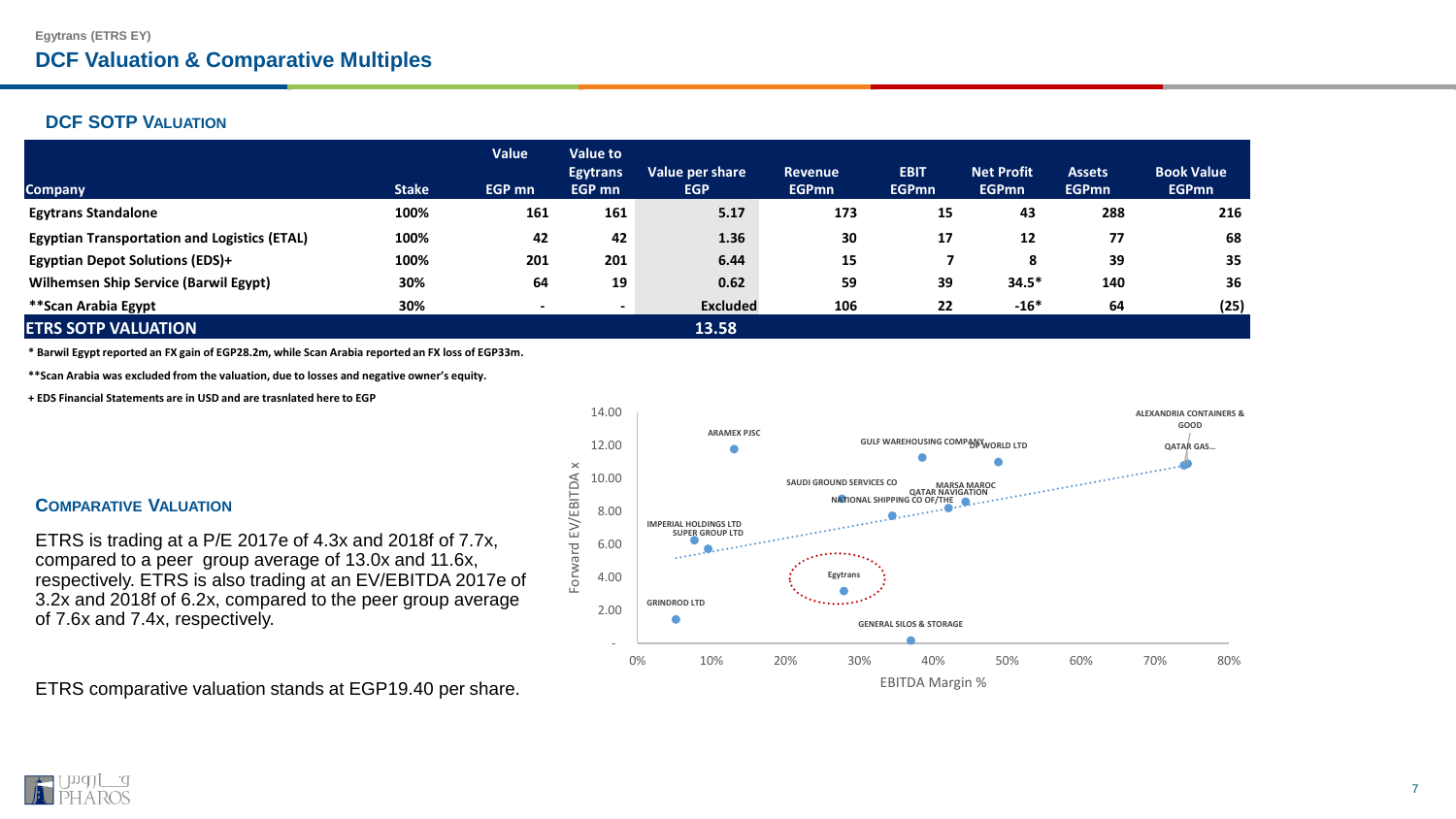# DCF Valuation & Comparative Multiples

## DCF SOTP Valuation

| Company | Stake | Value EGP mn | Value to Egytrans EGP mn | Value per share EGP | Revenue EGPmn | EBIT EGPmn | Net Profit EGPmn | Assets EGPmn | Book Value EGPmn |
|---|---|---|---|---|---|---|---|---|---|
| Egytrans Standalone | 100% | 161 | 161 | 5.17 | 173 | 15 | 43 | 288 | 216 |
| Egyptian Transportation and Logistics (ETAL) | 100% | 42 | 42 | 1.36 | 30 | 17 | 12 | 77 | 68 |
| Egyptian Depot Solutions (EDS)+ | 100% | 201 | 201 | 6.44 | 15 | 7 | 8 | 39 | 35 |
| Wilhemsen Ship Service (Barwil Egypt) | 30% | 64 | 19 | 0.62 | 59 | 39 | 34.5* | 140 | 36 |
| **Scan Arabia Egypt | 30% | - | - | Excluded | 106 | 22 | -16* | 64 | (25) |
| **ETRS SOTP VALUATION** | | | | **13.58** | | | | | |

\* Barwil Egypt reported an FX gain of EGP28.2m, while Scan Arabia reported an FX loss of EGP33m.

\*\*Scan Arabia was excluded from the valuation, due to losses and negative owner's equity.

\+ EDS Financial Statements are in USD and are trasnlated here to EGP

## Comparative Valuation

ETRS is trading at a P/E 2017e of 4.3x and 2018f of 7.7x, compared to a peer group average of 13.0x and 11.6x, respectively. ETRS is also trading at an EV/EBITDA 2017e of 3.2x and 2018f of 6.2x, compared to the peer group average of 7.6x and 7.4x, respectively.

ETRS comparative valuation stands at EGP19.40 per share.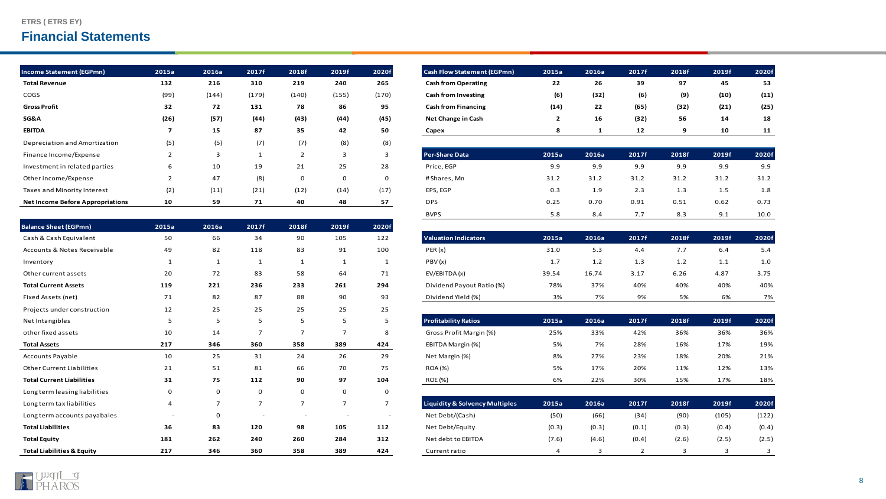ETRS ( ETRS EY)

# Financial Statements

| Income Statement (EGPmn) | 2015a | 2016a | 2017f | 2018f | 2019f | 2020f |
|---|---|---|---|---|---|---|
| **Total Revenue** | **132** | **216** | **310** | **219** | **240** | **265** |
| COGS | (99) | (144) | (179) | (140) | (155) | (170) |
| **Gross Profit** | **32** | **72** | **131** | **78** | **86** | **95** |
| **SG&A** | **(26)** | **(57)** | **(44)** | **(43)** | **(44)** | **(45)** |
| **EBITDA** | **7** | **15** | **87** | **35** | **42** | **50** |
| Depreciation and Amortization | (5) | (5) | (7) | (7) | (8) | (8) |
| Finance Income/Expense | 2 | 3 | 1 | 2 | 3 | 3 |
| Investment in related parties | 6 | 10 | 19 | 21 | 25 | 28 |
| Other income/Expense | 2 | 47 | (8) | 0 | 0 | 0 |
| Taxes and Minority Interest | (2) | (11) | (21) | (12) | (14) | (17) |
| **Net Income Before Appropriations** | **10** | **59** | **71** | **40** | **48** | **57** |

| Balance Sheet (EGPmn) | 2015a | 2016a | 2017f | 2018f | 2019f | 2020f |
|---|---|---|---|---|---|---|
| Cash & Cash Equivalent | 50 | 66 | 34 | 90 | 105 | 122 |
| Accounts & Notes Receivable | 49 | 82 | 118 | 83 | 91 | 100 |
| Inventory | 1 | 1 | 1 | 1 | 1 | 1 |
| Other current assets | 20 | 72 | 83 | 58 | 64 | 71 |
| **Total Current Assets** | **119** | **221** | **236** | **233** | **261** | **294** |
| Fixed Assets (net) | 71 | 82 | 87 | 88 | 90 | 93 |
| Projects under construction | 12 | 25 | 25 | 25 | 25 | 25 |
| Net Intangibles | 5 | 5 | 5 | 5 | 5 | 5 |
| other fixed assets | 10 | 14 | 7 | 7 | 7 | 8 |
| **Total Assets** | **217** | **346** | **360** | **358** | **389** | **424** |
| Accounts Payable | 10 | 25 | 31 | 24 | 26 | 29 |
| Other Current Liabilities | 21 | 51 | 81 | 66 | 70 | 75 |
| **Total Current Liabilities** | **31** | **75** | **112** | **90** | **97** | **104** |
| Long term leasing liabilities | 0 | 0 | 0 | 0 | 0 | 0 |
| Long term tax liabilities | 4 | 7 | 7 | 7 | 7 | 7 |
| Long term accounts payabales | - | 0 | - | - | - | - |
| **Total Liabilities** | **36** | **83** | **120** | **98** | **105** | **112** |
| **Total Equity** | **181** | **262** | **240** | **260** | **284** | **312** |
| **Total Liabilities & Equity** | **217** | **346** | **360** | **358** | **389** | **424** |

| Cash Flow Statement (EGPmn) | 2015a | 2016a | 2017f | 2018f | 2019f | 2020f |
|---|---|---|---|---|---|---|
| **Cash from Operating** | **22** | **26** | **39** | **97** | **45** | **53** |
| **Cash from Investing** | **(6)** | **(32)** | **(6)** | **(9)** | **(10)** | **(11)** |
| **Cash from Financing** | **(14)** | **22** | **(65)** | **(32)** | **(21)** | **(25)** |
| **Net Change in Cash** | **2** | **16** | **(32)** | **56** | **14** | **18** |
| **Capex** | **8** | **1** | **12** | **9** | **10** | **11** |

| Per-Share Data | 2015a | 2016a | 2017f | 2018f | 2019f | 2020f |
|---|---|---|---|---|---|---|
| Price, EGP | 9.9 | 9.9 | 9.9 | 9.9 | 9.9 | 9.9 |
| # Shares, Mn | 31.2 | 31.2 | 31.2 | 31.2 | 31.2 | 31.2 |
| EPS, EGP | 0.3 | 1.9 | 2.3 | 1.3 | 1.5 | 1.8 |
| DPS | 0.25 | 0.70 | 0.91 | 0.51 | 0.62 | 0.73 |
| BVPS | 5.8 | 8.4 | 7.7 | 8.3 | 9.1 | 10.0 |

| Valuation Indicators | 2015a | 2016a | 2017f | 2018f | 2019f | 2020f |
|---|---|---|---|---|---|---|
| PER (x) | 31.0 | 5.3 | 4.4 | 7.7 | 6.4 | 5.4 |
| PBV (x) | 1.7 | 1.2 | 1.3 | 1.2 | 1.1 | 1.0 |
| EV/EBITDA (x) | 39.54 | 16.74 | 3.17 | 6.26 | 4.87 | 3.75 |
| Dividend Payout Ratio (%) | 78% | 37% | 40% | 40% | 40% | 40% |
| Dividend Yield (%) | 3% | 7% | 9% | 5% | 6% | 7% |

| Profitability Ratios | 2015a | 2016a | 2017f | 2018f | 2019f | 2020f |
|---|---|---|---|---|---|---|
| Gross Profit Margin (%) | 25% | 33% | 42% | 36% | 36% | 36% |
| EBITDA Margin (%) | 5% | 7% | 28% | 16% | 17% | 19% |
| Net Margin (%) | 8% | 27% | 23% | 18% | 20% | 21% |
| ROA (%) | 5% | 17% | 20% | 11% | 12% | 13% |
| ROE (%) | 6% | 22% | 30% | 15% | 17% | 18% |

| Liquidity & Solvency Multiples | 2015a | 2016a | 2017f | 2018f | 2019f | 2020f |
|---|---|---|---|---|---|---|
| Net Debt/(Cash) | (50) | (66) | (34) | (90) | (105) | (122) |
| Net Debt/Equity | (0.3) | (0.3) | (0.1) | (0.3) | (0.4) | (0.4) |
| Net debt to EBITDA | (7.6) | (4.6) | (0.4) | (2.6) | (2.5) | (2.5) |
| Current ratio | 4 | 3 | 2 | 3 | 3 | 3 |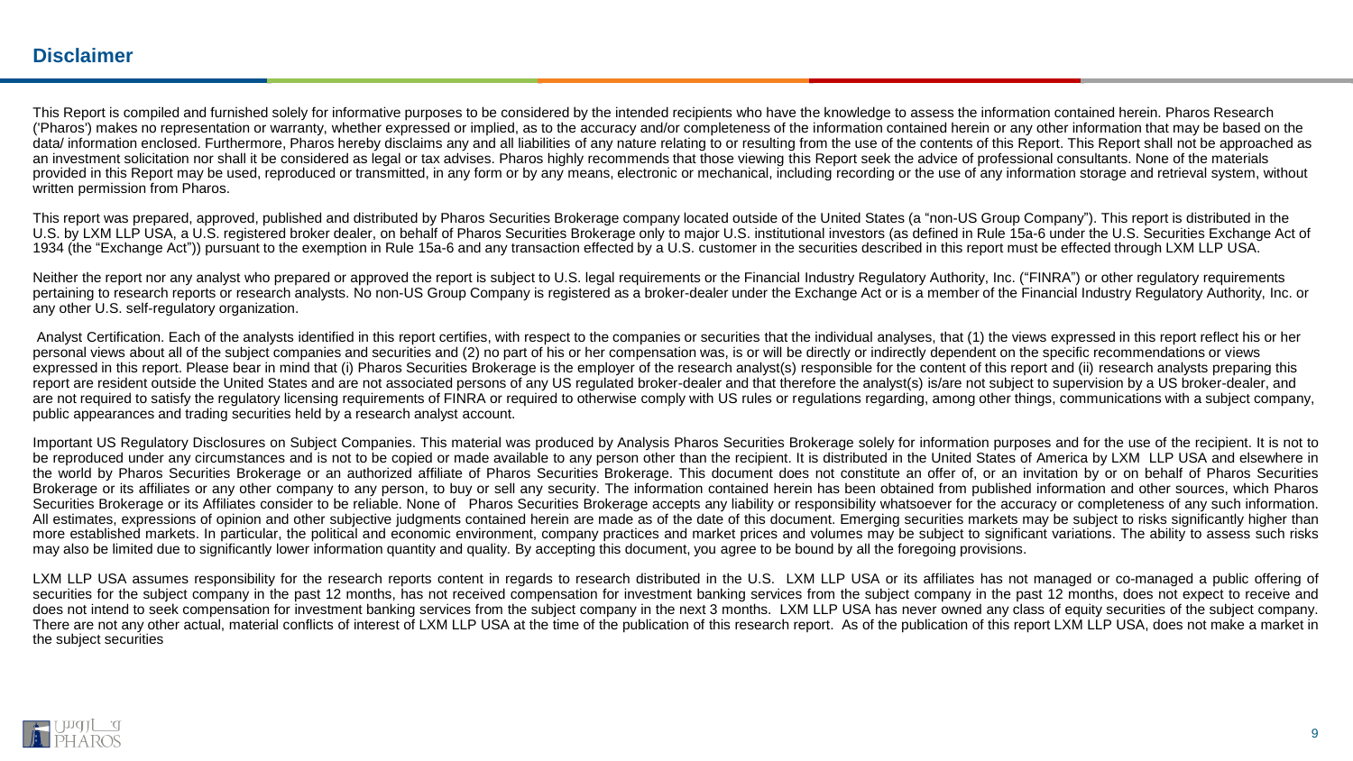## Disclaimer

This Report is compiled and furnished solely for informative purposes to be considered by the intended recipients who have the knowledge to assess the information contained herein. Pharos Research ('Pharos') makes no representation or warranty, whether expressed or implied, as to the accuracy and/or completeness of the information contained herein or any other information that may be based on the data/ information enclosed. Furthermore, Pharos hereby disclaims any and all liabilities of any nature relating to or resulting from the use of the contents of this Report. This Report shall not be approached as an investment solicitation nor shall it be considered as legal or tax advises. Pharos highly recommends that those viewing this Report seek the advice of professional consultants. None of the materials provided in this Report may be used, reproduced or transmitted, in any form or by any means, electronic or mechanical, including recording or the use of any information storage and retrieval system, without written permission from Pharos.

This report was prepared, approved, published and distributed by Pharos Securities Brokerage company located outside of the United States (a "non-US Group Company"). This report is distributed in the U.S. by LXM LLP USA, a U.S. registered broker dealer, on behalf of Pharos Securities Brokerage only to major U.S. institutional investors (as defined in Rule 15a-6 under the U.S. Securities Exchange Act of 1934 (the "Exchange Act")) pursuant to the exemption in Rule 15a-6 and any transaction effected by a U.S. customer in the securities described in this report must be effected through LXM LLP USA.

Neither the report nor any analyst who prepared or approved the report is subject to U.S. legal requirements or the Financial Industry Regulatory Authority, Inc. ("FINRA") or other regulatory requirements pertaining to research reports or research analysts. No non-US Group Company is registered as a broker-dealer under the Exchange Act or is a member of the Financial Industry Regulatory Authority, Inc. or any other U.S. self-regulatory organization.

Analyst Certification. Each of the analysts identified in this report certifies, with respect to the companies or securities that the individual analyses, that (1) the views expressed in this report reflect his or her personal views about all of the subject companies and securities and (2) no part of his or her compensation was, is or will be directly or indirectly dependent on the specific recommendations or views expressed in this report. Please bear in mind that (i) Pharos Securities Brokerage is the employer of the research analyst(s) responsible for the content of this report and (ii) research analysts preparing this report are resident outside the United States and are not associated persons of any US regulated broker-dealer and that therefore the analyst(s) is/are not subject to supervision by a US broker-dealer, and are not required to satisfy the regulatory licensing requirements of FINRA or required to otherwise comply with US rules or regulations regarding, among other things, communications with a subject company, public appearances and trading securities held by a research analyst account.

Important US Regulatory Disclosures on Subject Companies. This material was produced by Analysis Pharos Securities Brokerage solely for information purposes and for the use of the recipient. It is not to be reproduced under any circumstances and is not to be copied or made available to any person other than the recipient. It is distributed in the United States of America by LXM LLP USA and elsewhere in the world by Pharos Securities Brokerage or an authorized affiliate of Pharos Securities Brokerage. This document does not constitute an offer of, or an invitation by or on behalf of Pharos Securities Brokerage or its affiliates or any other company to any person, to buy or sell any security. The information contained herein has been obtained from published information and other sources, which Pharos Securities Brokerage or its Affiliates consider to be reliable. None of Pharos Securities Brokerage accepts any liability or responsibility whatsoever for the accuracy or completeness of any such information. All estimates, expressions of opinion and other subjective judgments contained herein are made as of the date of this document. Emerging securities markets may be subject to risks significantly higher than more established markets. In particular, the political and economic environment, company practices and market prices and volumes may be subject to significant variations. The ability to assess such risks may also be limited due to significantly lower information quantity and quality. By accepting this document, you agree to be bound by all the foregoing provisions.

LXM LLP USA assumes responsibility for the research reports content in regards to research distributed in the U.S. LXM LLP USA or its affiliates has not managed or co-managed a public offering of securities for the subject company in the past 12 months, has not received compensation for investment banking services from the subject company in the past 12 months, does not expect to receive and does not intend to seek compensation for investment banking services from the subject company in the next 3 months. LXM LLP USA has never owned any class of equity securities of the subject company. There are not any other actual, material conflicts of interest of LXM LLP USA at the time of the publication of this research report. As of the publication of this report LXM LLP USA, does not make a market in the subject securities